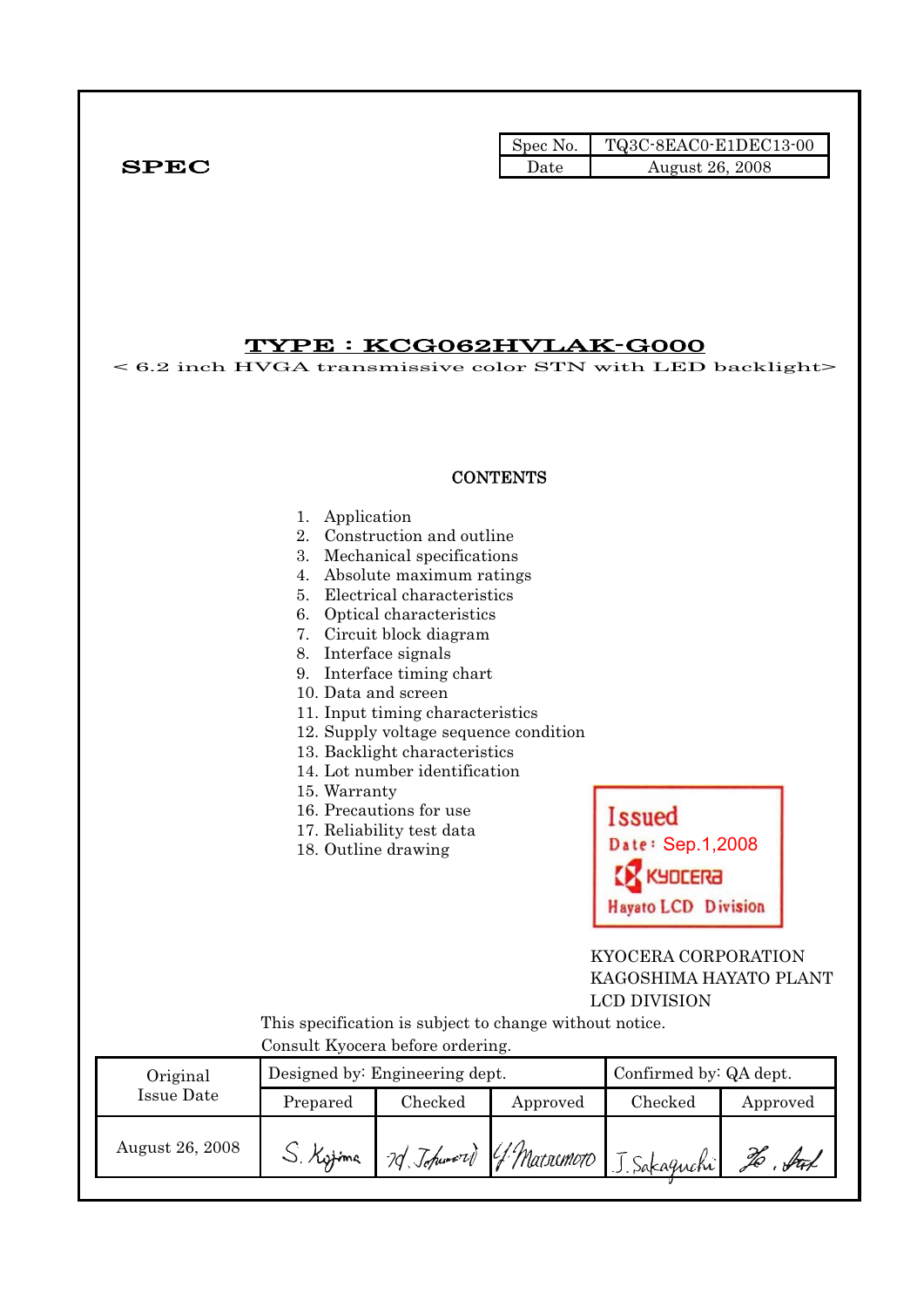**SPEC**

| Spec No. | TQ3C-8EAC0-E1DEC13-00 |
| --- | --- |
| Date | August 26, 2008 |

# TYPE : KCG062HVLAK-G000

< 6.2 inch HVGA transmissive color STN with LED backlight>

## CONTENTS

1. Application
2. Construction and outline
3. Mechanical specifications
4. Absolute maximum ratings
5. Electrical characteristics
6. Optical characteristics
7. Circuit block diagram
8. Interface signals
9. Interface timing chart
10. Data and screen
11. Input timing characteristics
12. Supply voltage sequence condition
13. Backlight characteristics
14. Lot number identification
15. Warranty
16. Precautions for use
17. Reliability test data
18. Outline drawing

Issued
Date : Sep.1,2008
KYOCERA
Hayato LCD Division

KYOCERA CORPORATION
KAGOSHIMA HAYATO PLANT
LCD DIVISION

This specification is subject to change without notice.
Consult Kyocera before ordering.

| Original Issue Date | Designed by: Engineering dept. | | | Confirmed by: QA dept. | |
| --- | --- | --- | --- | --- | --- |
| | Prepared | Checked | Approved | Checked | Approved |
| August 26, 2008 | S. Kojima | Y. Tokumori | Y. Matsumoto | J. Sakaguchi | H. Itoh |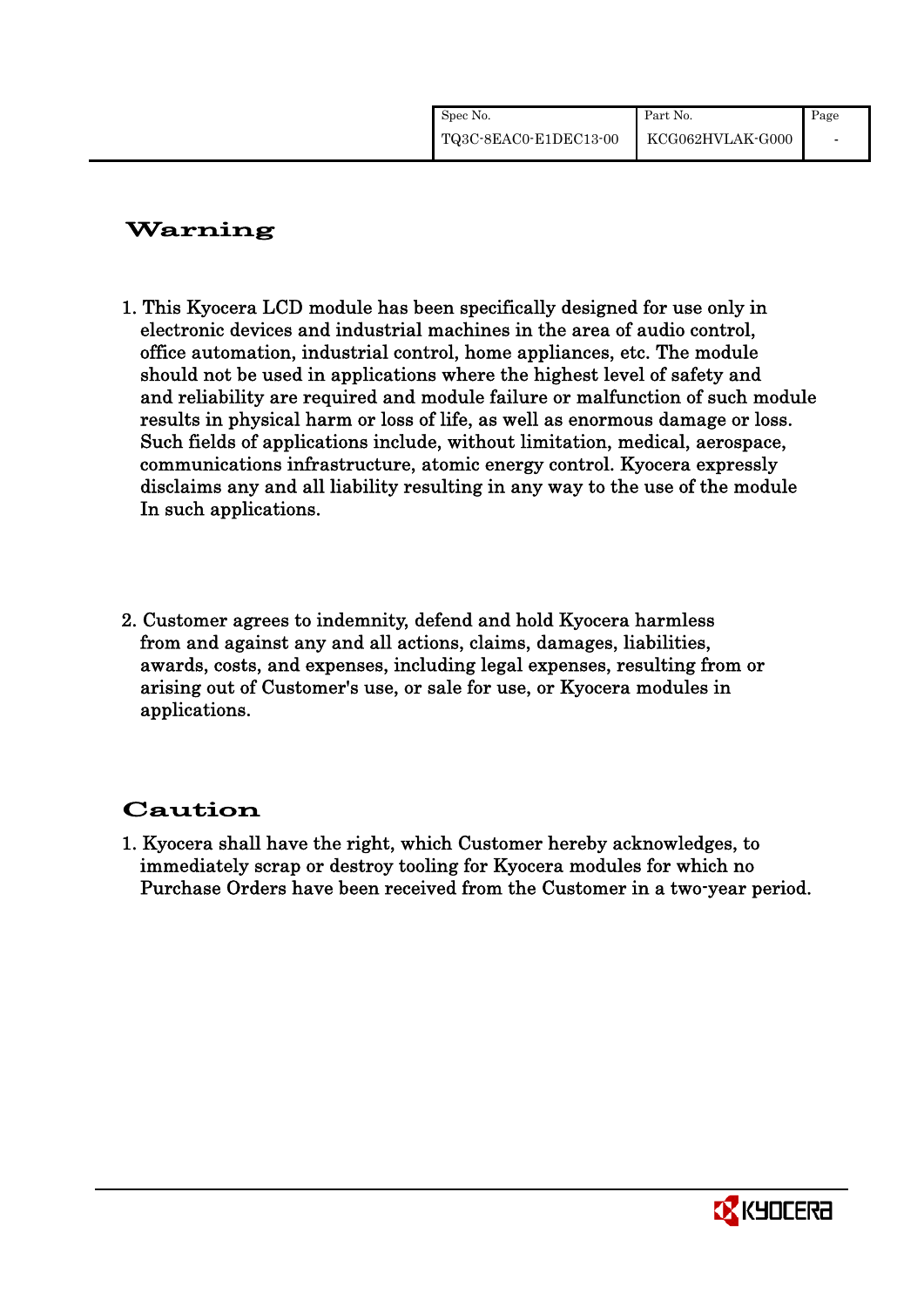## Warning

1. This Kyocera LCD module has been specifically designed for use only in electronic devices and industrial machines in the area of audio control, office automation, industrial control, home appliances, etc. The module should not be used in applications where the highest level of safety and and reliability are required and module failure or malfunction of such module results in physical harm or loss of life, as well as enormous damage or loss. Such fields of applications include, without limitation, medical, aerospace, communications infrastructure, atomic energy control. Kyocera expressly disclaims any and all liability resulting in any way to the use of the module In such applications.

2. Customer agrees to indemnity, defend and hold Kyocera harmless from and against any and all actions, claims, damages, liabilities, awards, costs, and expenses, including legal expenses, resulting from or arising out of Customer's use, or sale for use, or Kyocera modules in applications.

## Caution

1. Kyocera shall have the right, which Customer hereby acknowledges, to immediately scrap or destroy tooling for Kyocera modules for which no Purchase Orders have been received from the Customer in a two-year period.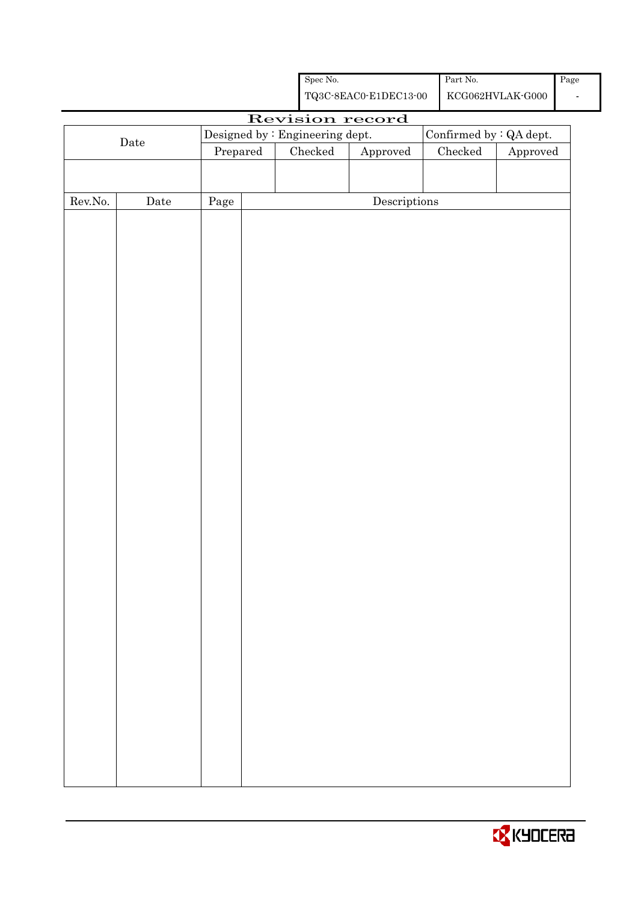| Spec No. | Part No. | Page |
|---|---|---|
| TQ3C-8EAC0-E1DEC13-00 | KCG062HVLAK-G000 | - |

# Revision record

| Date | Designed by : Engineering dept. | | | Confirmed by : QA dept. | |
|---|---|---|---|---|---|
| | Prepared | Checked | Approved | Checked | Approved |
| | | | | | |

| Rev.No. | Date | Page | Descriptions |
|---|---|---|---|
| | | | |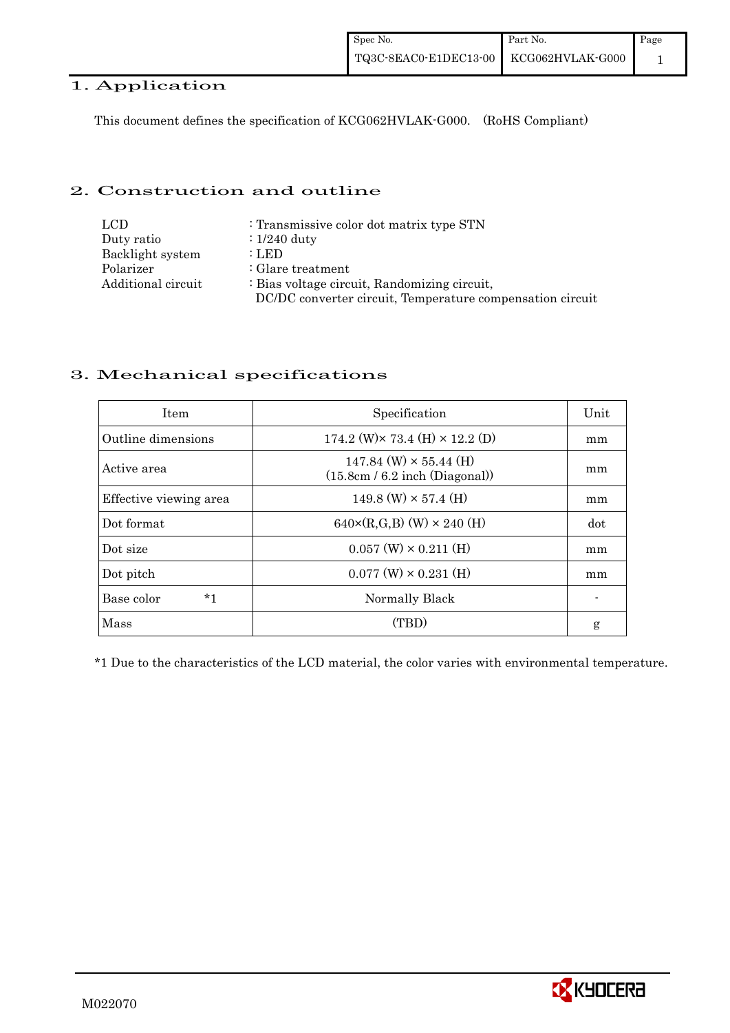## 1. Application

This document defines the specification of KCG062HVLAK-G000. (RoHS Compliant)

## 2. Construction and outline

| | |
|---|---|
| LCD | : Transmissive color dot matrix type STN |
| Duty ratio | : 1/240 duty |
| Backlight system | : LED |
| Polarizer | : Glare treatment |
| Additional circuit | : Bias voltage circuit, Randomizing circuit, DC/DC converter circuit, Temperature compensation circuit |

## 3. Mechanical specifications

| Item | Specification | Unit |
|---|---|---|
| Outline dimensions | 174.2 (W)× 73.4 (H) × 12.2 (D) | mm |
| Active area | 147.84 (W) × 55.44 (H) (15.8cm / 6.2 inch (Diagonal)) | mm |
| Effective viewing area | 149.8 (W) × 57.4 (H) | mm |
| Dot format | 640×(R,G,B) (W) × 240 (H) | dot |
| Dot size | 0.057 (W) × 0.211 (H) | mm |
| Dot pitch | 0.077 (W) × 0.231 (H) | mm |
| Base color *1 | Normally Black | - |
| Mass | (TBD) | g |

*1 Due to the characteristics of the LCD material, the color varies with environmental temperature.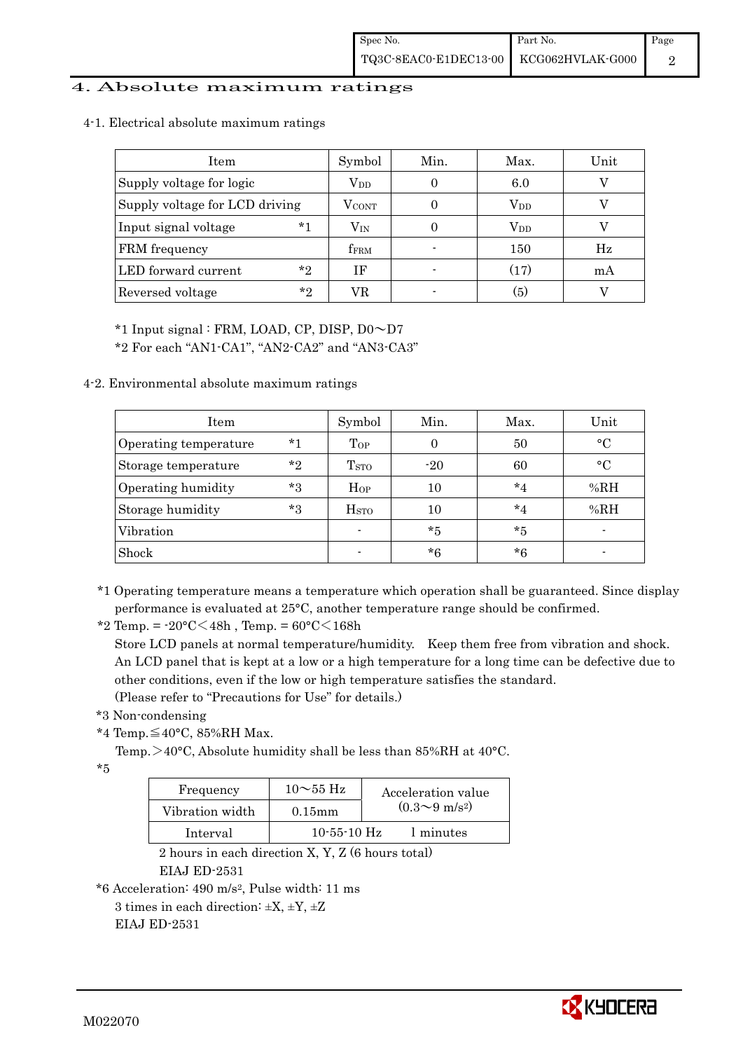## 4. Absolute maximum ratings

### 4-1. Electrical absolute maximum ratings

| Item | Symbol | Min. | Max. | Unit |
|---|---|---|---|---|
| Supply voltage for logic | $V_{DD}$ | 0 | 6.0 | V |
| Supply voltage for LCD driving | $V_{CONT}$ | 0 | $V_{DD}$ | V |
| Input signal voltage *1 | $V_{IN}$ | 0 | $V_{DD}$ | V |
| FRM frequency | $f_{FRM}$ | - | 150 | Hz |
| LED forward current *2 | IF | - | (17) | mA |
| Reversed voltage *2 | VR | - | (5) | V |

*1 Input signal : FRM, LOAD, CP, DISP, D0～D7

*2 For each "AN1-CA1", "AN2-CA2" and "AN3-CA3"

### 4-2. Environmental absolute maximum ratings

| Item | Symbol | Min. | Max. | Unit |
|---|---|---|---|---|
| Operating temperature *1 | $T_{OP}$ | 0 | 50 | °C |
| Storage temperature *2 | $T_{STO}$ | -20 | 60 | °C |
| Operating humidity *3 | $H_{OP}$ | 10 | *4 | %RH |
| Storage humidity *3 | $H_{STO}$ | 10 | *4 | %RH |
| Vibration | - | *5 | *5 | - |
| Shock | - | *6 | *6 | - |

*1 Operating temperature means a temperature which operation shall be guaranteed. Since display performance is evaluated at 25°C, another temperature range should be confirmed.

*2 Temp. = -20°C＜48h , Temp. = 60°C＜168h

Store LCD panels at normal temperature/humidity. Keep them free from vibration and shock. An LCD panel that is kept at a low or a high temperature for a long time can be defective due to other conditions, even if the low or high temperature satisfies the standard.

(Please refer to "Precautions for Use" for details.)

*3 Non-condensing

*4 Temp.≦40°C, 85%RH Max.

Temp.＞40°C, Absolute humidity shall be less than 85%RH at 40°C.

*5

| Frequency | 10～55 Hz | Acceleration value ($0.3～9\ m/s^2$) |
|---|---|---|
| Vibration width | 0.15mm | |
| Interval | 10-55-10 Hz | 1 minutes |

2 hours in each direction X, Y, Z (6 hours total)

EIAJ ED-2531

*6 Acceleration: $490\ m/s^2$, Pulse width: 11 ms

3 times in each direction: ±X, ±Y, ±Z

EIAJ ED-2531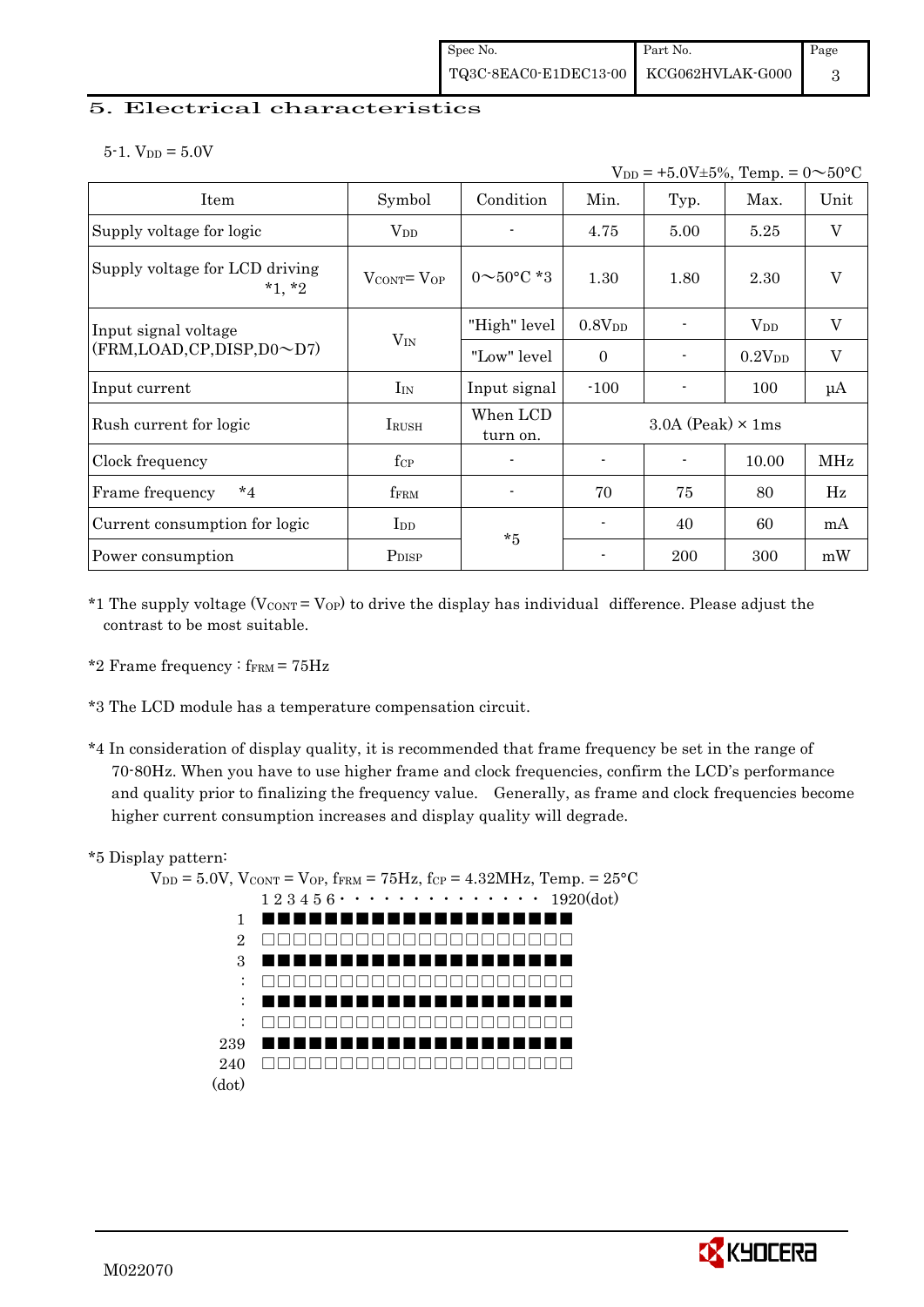## 5. Electrical characteristics

### 5-1. $V_{DD}$ = 5.0V

$V_{DD}$ = +5.0V±5%, Temp. = 0～50°C

| Item | Symbol | Condition | Min. | Typ. | Max. | Unit |
|---|---|---|---|---|---|---|
| Supply voltage for logic | $V_{DD}$ | - | 4.75 | 5.00 | 5.25 | V |
| Supply voltage for LCD driving *1, *2 | $V_{CONT}$= $V_{OP}$ | 0～50°C *3 | 1.30 | 1.80 | 2.30 | V |
| Input signal voltage (FRM,LOAD,CP,DISP,D0～D7) | $V_{IN}$ | "High" level | 0.8$V_{DD}$ | - | $V_{DD}$ | V |
| | | "Low" level | 0 | - | 0.2$V_{DD}$ | V |
| Input current | $I_{IN}$ | Input signal | -100 | - | 100 | µA |
| Rush current for logic | $I_{RUSH}$ | When LCD turn on. | 3.0A (Peak) × 1ms | | | |
| Clock frequency | $f_{CP}$ | - | - | - | 10.00 | MHz |
| Frame frequency *4 | $f_{FRM}$ | - | 70 | 75 | 80 | Hz |
| Current consumption for logic | $I_{DD}$ | *5 | - | 40 | 60 | mA |
| Power consumption | $P_{DISP}$ | | - | 200 | 300 | mW |

*1 The supply voltage ($V_{CONT}$ = $V_{OP}$) to drive the display has individual difference. Please adjust the contrast to be most suitable.

*2 Frame frequency : $f_{FRM}$ = 75Hz

*3 The LCD module has a temperature compensation circuit.

*4 In consideration of display quality, it is recommended that frame frequency be set in the range of 70-80Hz. When you have to use higher frame and clock frequencies, confirm the LCD's performance and quality prior to finalizing the frequency value. Generally, as frame and clock frequencies become higher current consumption increases and display quality will degrade.

*5 Display pattern:

$V_{DD}$ = 5.0V, $V_{CONT}$ = $V_{OP}$, $f_{FRM}$ = 75Hz, $f_{CP}$ = 4.32MHz, Temp. = 25°C

```
      1 2 3 4 5 6 · · · · · · · · · · · · · · 1920(dot)
  1   ■■■■■■■■■■■■■■■■■■■■
  2   □□□□□□□□□□□□□□□□□□□□
  3   ■■■■■■■■■■■■■■■■■■■■
  :   □□□□□□□□□□□□□□□□□□□□
  :   ■■■■■■■■■■■■■■■■■■■■
  :   □□□□□□□□□□□□□□□□□□□□
239   ■■■■■■■■■■■■■■■■■■■■
240   □□□□□□□□□□□□□□□□□□□□
(dot)
```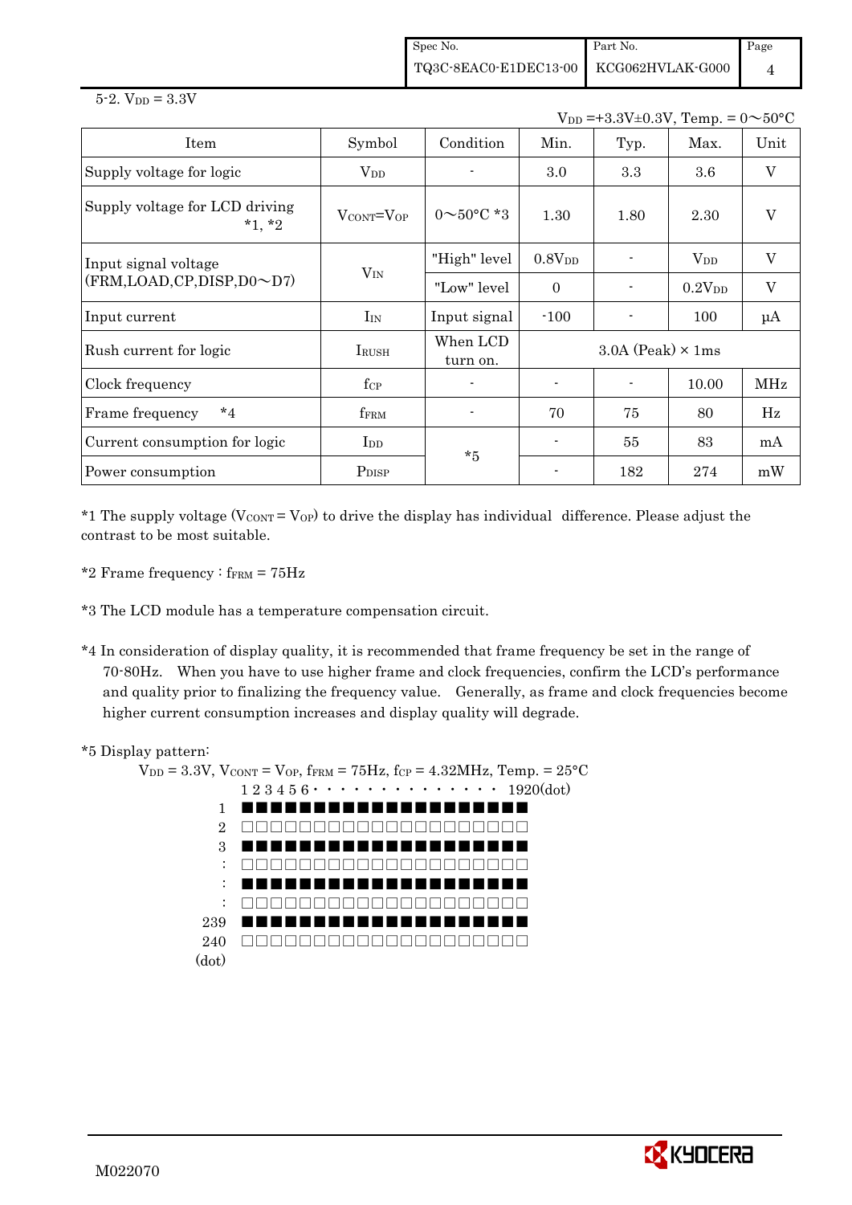5-2. $V_{DD}$ = 3.3V

$V_{DD}$ =+3.3V±0.3V, Temp. = 0～50°C

| Item | Symbol | Condition | Min. | Typ. | Max. | Unit |
|---|---|---|---|---|---|---|
| Supply voltage for logic | $V_{DD}$ | - | 3.0 | 3.3 | 3.6 | V |
| Supply voltage for LCD driving *1, *2 | $V_{CONT}=V_{OP}$ | 0～50°C *3 | 1.30 | 1.80 | 2.30 | V |
| Input signal voltage (FRM,LOAD,CP,DISP,D0～D7) | $V_{IN}$ | "High" level | $0.8V_{DD}$ | - | $V_{DD}$ | V |
| | | "Low" level | 0 | - | $0.2V_{DD}$ | V |
| Input current | $I_{IN}$ | Input signal | -100 | - | 100 | μA |
| Rush current for logic | $I_{RUSH}$ | When LCD turn on. | 3.0A (Peak) × 1ms | | | |
| Clock frequency | $f_{CP}$ | - | - | - | 10.00 | MHz |
| Frame frequency *4 | $f_{FRM}$ | - | 70 | 75 | 80 | Hz |
| Current consumption for logic | $I_{DD}$ | *5 | - | 55 | 83 | mA |
| Power consumption | $P_{DISP}$ | | - | 182 | 274 | mW |

*1 The supply voltage ($V_{CONT} = V_{OP}$) to drive the display has individual difference. Please adjust the contrast to be most suitable.

*2 Frame frequency : $f_{FRM}$ = 75Hz

*3 The LCD module has a temperature compensation circuit.

*4 In consideration of display quality, it is recommended that frame frequency be set in the range of 70-80Hz. When you have to use higher frame and clock frequencies, confirm the LCD's performance and quality prior to finalizing the frequency value. Generally, as frame and clock frequencies become higher current consumption increases and display quality will degrade.

*5 Display pattern:

$V_{DD}$ = 3.3V, $V_{CONT} = V_{OP}$, $f_{FRM}$ = 75Hz, $f_{CP}$ = 4.32MHz, Temp. = 25°C

```
      1 2 3 4 5 6 · · · · · · · · · · · · · 1920(dot)
  1   ■■■■■■■■■■■■■■■■■■■■
  2   □□□□□□□□□□□□□□□□□□□□
  3   ■■■■■■■■■■■■■■■■■■■■
  :   □□□□□□□□□□□□□□□□□□□□
  :   ■■■■■■■■■■■■■■■■■■■■
  :   □□□□□□□□□□□□□□□□□□□□
239   ■■■■■■■■■■■■■■■■■■■■
240   □□□□□□□□□□□□□□□□□□□□
(dot)
```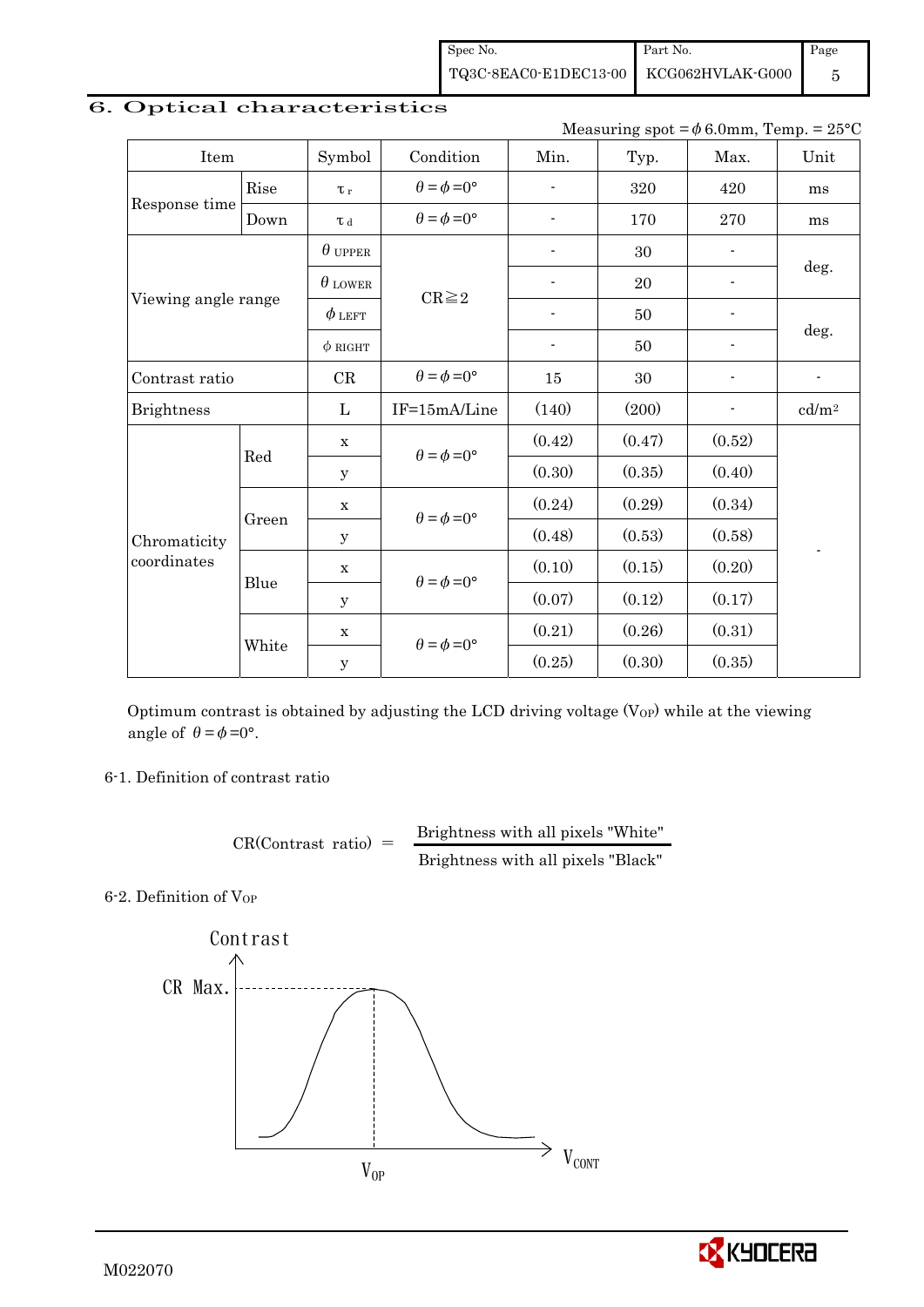## 6. Optical characteristics

Measuring spot = $\phi$ 6.0mm, Temp. = 25°C

| Item | | Symbol | Condition | Min. | Typ. | Max. | Unit |
|---|---|---|---|---|---|---|---|
| Response time | Rise | $\tau_r$ | $\theta = \phi = 0°$ | - | 320 | 420 | ms |
| | Down | $\tau_d$ | $\theta = \phi = 0°$ | - | 170 | 270 | ms |
| Viewing angle range | | $\theta_{UPPER}$ | CR≧2 | - | 30 | - | deg. |
| | | $\theta_{LOWER}$ | | - | 20 | - | |
| | | $\phi_{LEFT}$ | | - | 50 | - | deg. |
| | | $\phi_{RIGHT}$ | | - | 50 | - | |
| Contrast ratio | | CR | $\theta = \phi = 0°$ | 15 | 30 | - | - |
| Brightness | | L | IF=15mA/Line | (140) | (200) | - | cd/m² |
| Chromaticity coordinates | Red | x | $\theta = \phi = 0°$ | (0.42) | (0.47) | (0.52) | - |
| | | y | | (0.30) | (0.35) | (0.40) | |
| | Green | x | $\theta = \phi = 0°$ | (0.24) | (0.29) | (0.34) | |
| | | y | | (0.48) | (0.53) | (0.58) | |
| | Blue | x | $\theta = \phi = 0°$ | (0.10) | (0.15) | (0.20) | |
| | | y | | (0.07) | (0.12) | (0.17) | |
| | White | x | $\theta = \phi = 0°$ | (0.21) | (0.26) | (0.31) | |
| | | y | | (0.25) | (0.30) | (0.35) | |

Optimum contrast is obtained by adjusting the LCD driving voltage ($V_{OP}$) while at the viewing angle of $\theta = \phi = 0°$.

### 6-1. Definition of contrast ratio

$$\text{CR(Contrast ratio)} = \frac{\text{Brightness with all pixels "White"}}{\text{Brightness with all pixels "Black"}}$$

### 6-2. Definition of $V_{OP}$

Contrast

CR Max.

$V_{OP}$

$V_{CONT}$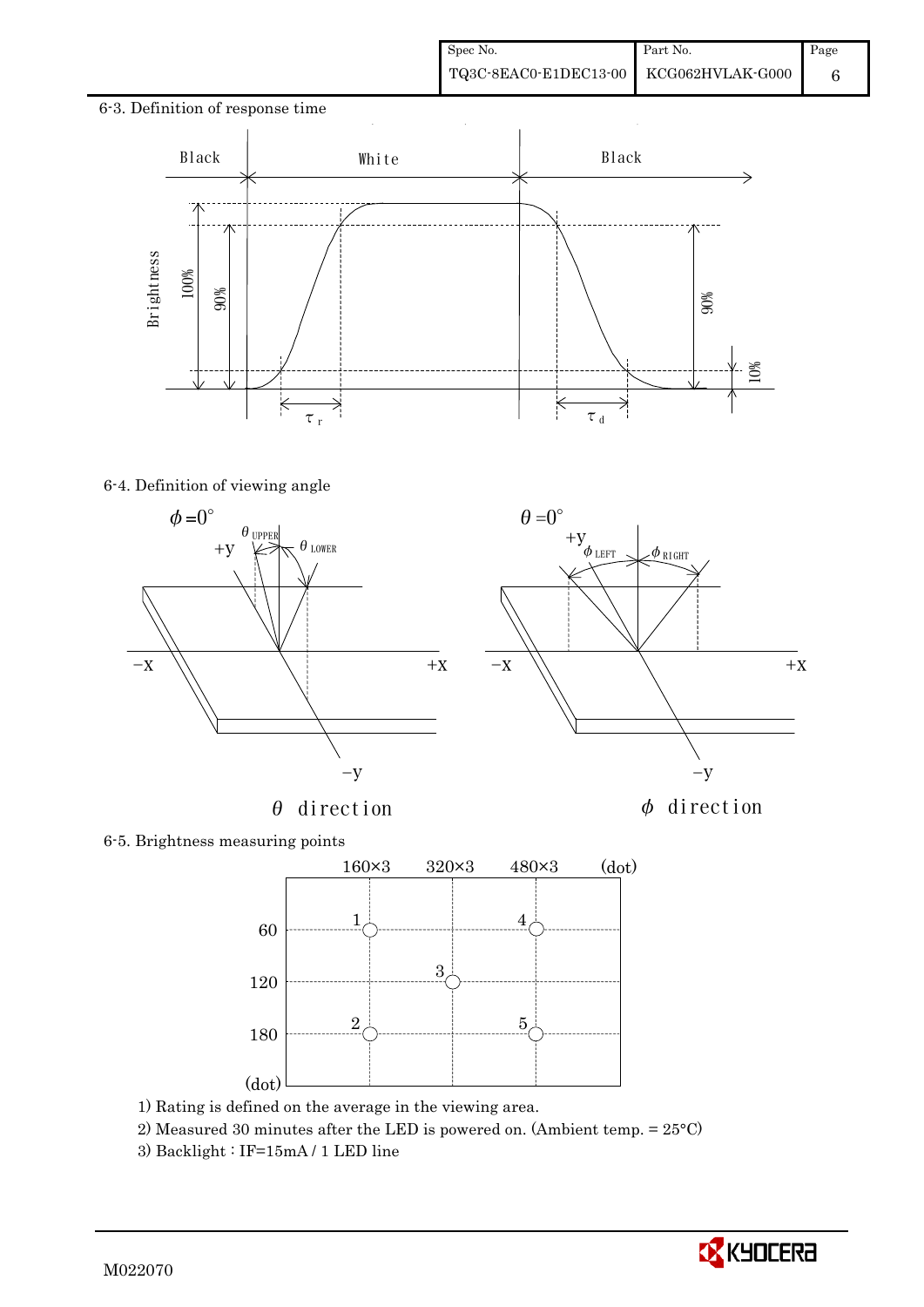### 6-3. Definition of response time

### 6-4. Definition of viewing angle

### 6-5. Brightness measuring points

1) Rating is defined on the average in the viewing area.

2) Measured 30 minutes after the LED is powered on. (Ambient temp. = 25°C)

3) Backlight : IF=15mA / 1 LED line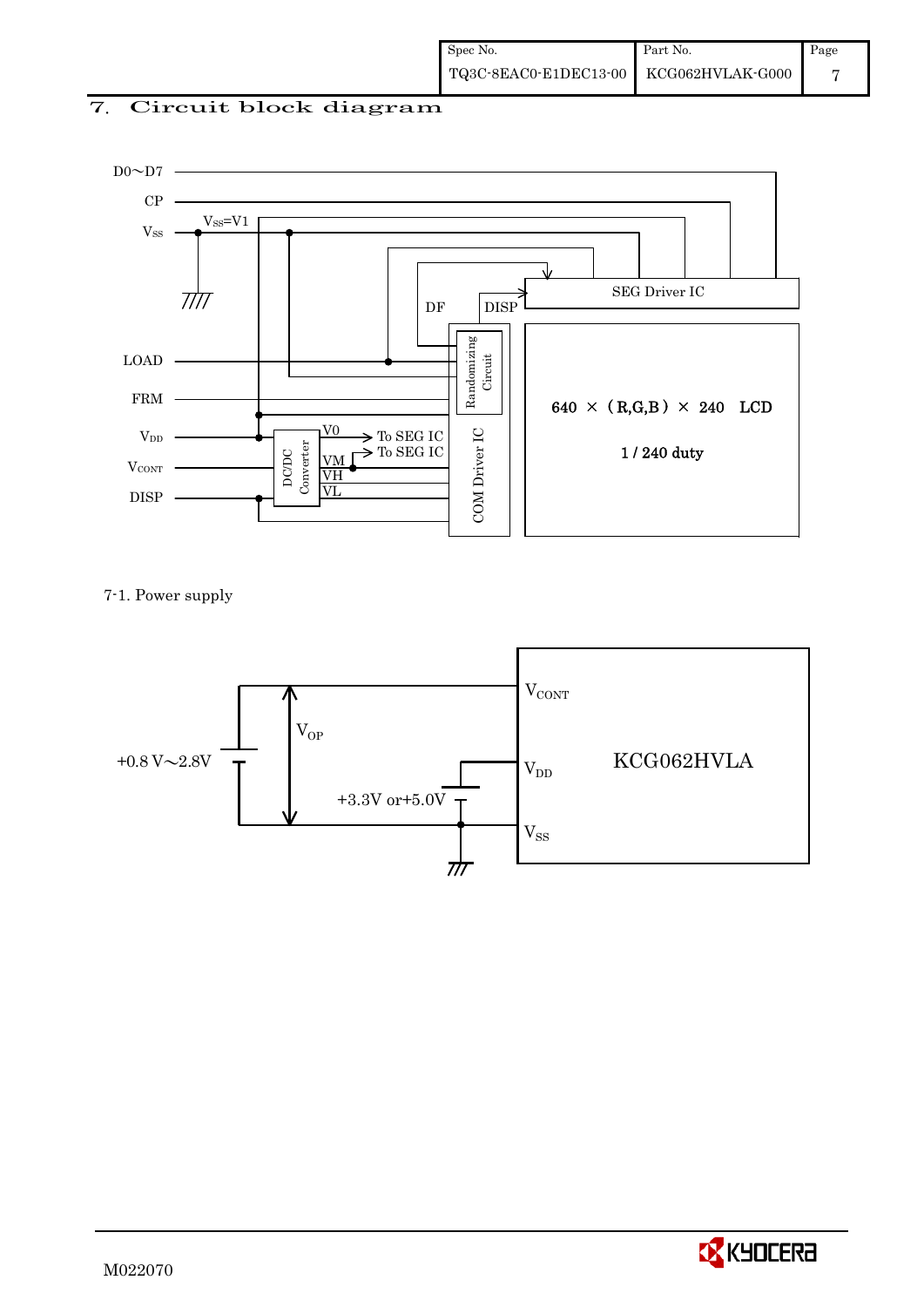## 7. Circuit block diagram

D0～D7

CP

$V_{SS}$ $V_{SS}$=V1

LOAD

FRM

$V_{DD}$

$V_{CONT}$

DISP

DF DISP

SEG Driver IC

Randomizing Circuit

COM Driver IC

DC/DC Converter

V0 → To SEG IC

VM → To SEG IC

VH

VL

640 × (R,G,B) × 240 LCD

1 / 240 duty

7-1. Power supply

+0.8 V～2.8V

$V_{OP}$

+3.3V or+5.0V

$V_{CONT}$

$V_{DD}$

$V_{SS}$

KCG062HVLA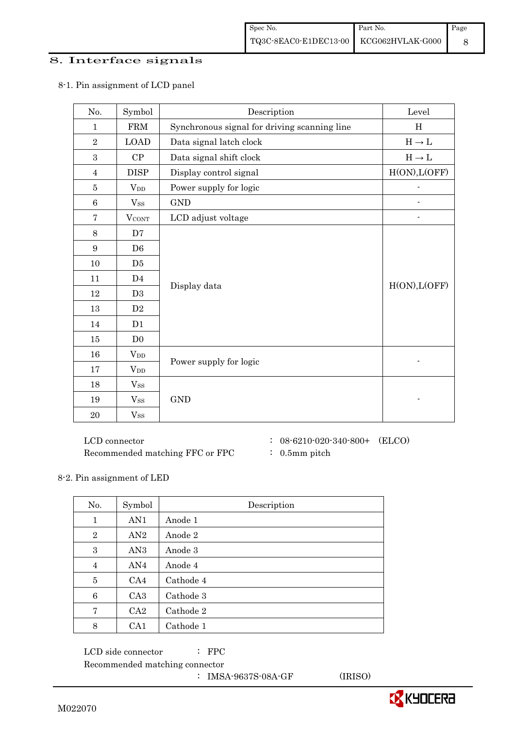## 8. Interface signals

8-1. Pin assignment of LCD panel

| No. | Symbol | Description | Level |
|---|---|---|---|
| 1 | FRM | Synchronous signal for driving scanning line | H |
| 2 | LOAD | Data signal latch clock | H → L |
| 3 | CP | Data signal shift clock | H → L |
| 4 | DISP | Display control signal | H(ON),L(OFF) |
| 5 | $V_{DD}$ | Power supply for logic | - |
| 6 | $V_{SS}$ | GND | - |
| 7 | $V_{CONT}$ | LCD adjust voltage | - |
| 8 | D7 | Display data | H(ON),L(OFF) |
| 9 | D6 | | |
| 10 | D5 | | |
| 11 | D4 | | |
| 12 | D3 | | |
| 13 | D2 | | |
| 14 | D1 | | |
| 15 | D0 | | |
| 16 | $V_{DD}$ | Power supply for logic | - |
| 17 | $V_{DD}$ | | |
| 18 | $V_{SS}$ | GND | - |
| 19 | $V_{SS}$ | | |
| 20 | $V_{SS}$ | | |

LCD connector : 08-6210-020-340-800+ (ELCO)
Recommended matching FFC or FPC : 0.5mm pitch

8-2. Pin assignment of LED

| No. | Symbol | Description |
|---|---|---|
| 1 | AN1 | Anode 1 |
| 2 | AN2 | Anode 2 |
| 3 | AN3 | Anode 3 |
| 4 | AN4 | Anode 4 |
| 5 | CA4 | Cathode 4 |
| 6 | CA3 | Cathode 3 |
| 7 | CA2 | Cathode 2 |
| 8 | CA1 | Cathode 1 |

LCD side connector : FPC
Recommended matching connector
: IMSA-9637S-08A-GF (IRISO)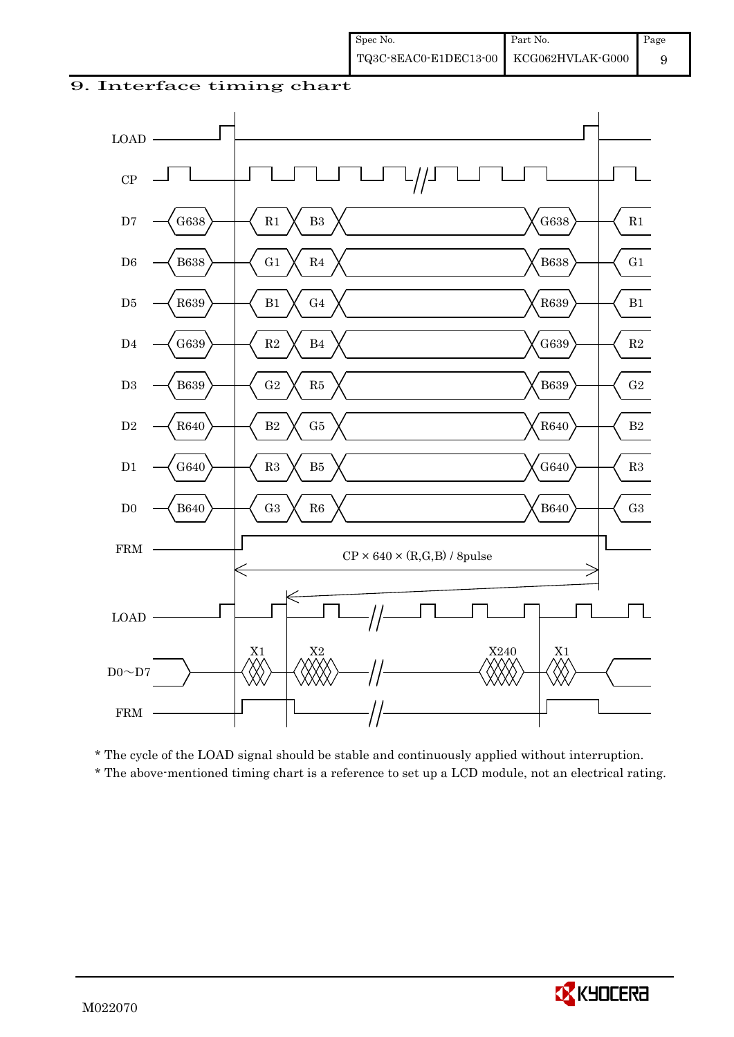# 9. Interface timing chart

LOAD

CP

| Signal | | | | | |
|---|---|---|---|---|---|
| D7 | G638 | R1 | B3 | G638 | R1 |
| D6 | B638 | G1 | R4 | B638 | G1 |
| D5 | R639 | B1 | G4 | R639 | B1 |
| D4 | G639 | R2 | B4 | G639 | R2 |
| D3 | B639 | G2 | R5 | B639 | G2 |
| D2 | R640 | B2 | G5 | R640 | B2 |
| D1 | G640 | R3 | B5 | G640 | R3 |
| D0 | B640 | G3 | R6 | B640 | G3 |

FRM

CP × 640 × (R,G,B) / 8pulse

LOAD

D0～D7: X1, X2, X240, X1

FRM

* The cycle of the LOAD signal should be stable and continuously applied without interruption.
* The above-mentioned timing chart is a reference to set up a LCD module, not an electrical rating.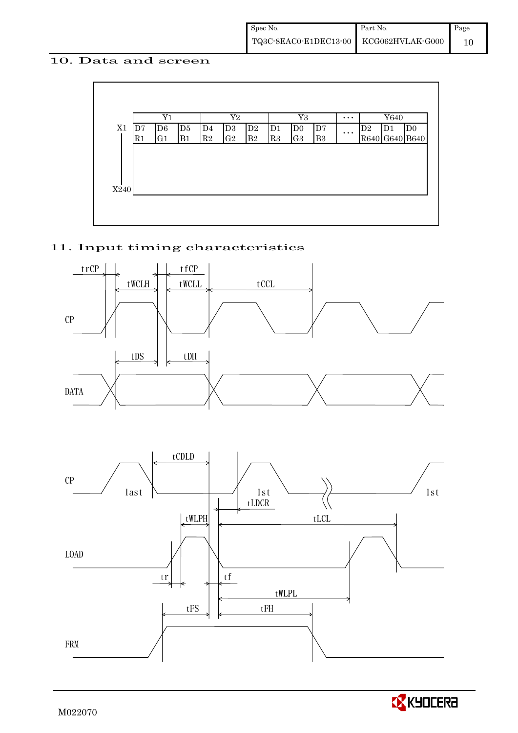## 10. Data and screen

|  | Y1 | | | Y2 | | | Y3 | | | … | Y640 | | |
|---|---|---|---|---|---|---|---|---|---|---|---|---|---|
| X1 | D7 R1 | D6 G1 | D5 B1 | D4 R2 | D3 G2 | D2 B2 | D1 R3 | D0 G3 | D7 B3 | … | D2 R640 | D1 G640 | D0 B640 |
| ⋮ | | | | | | | | | | | | | |
| X240 | | | | | | | | | | | | | |

## 11. Input timing characteristics

CP, DATA: trCP, tfCP, tWCLH, tWCLL, tCCL, tDS, tDH

CP, LOAD, FRM: tCDLD, last, 1st, tLDCR, tWLPH, tLCL, tr, tf, tWLPL, tFS, tFH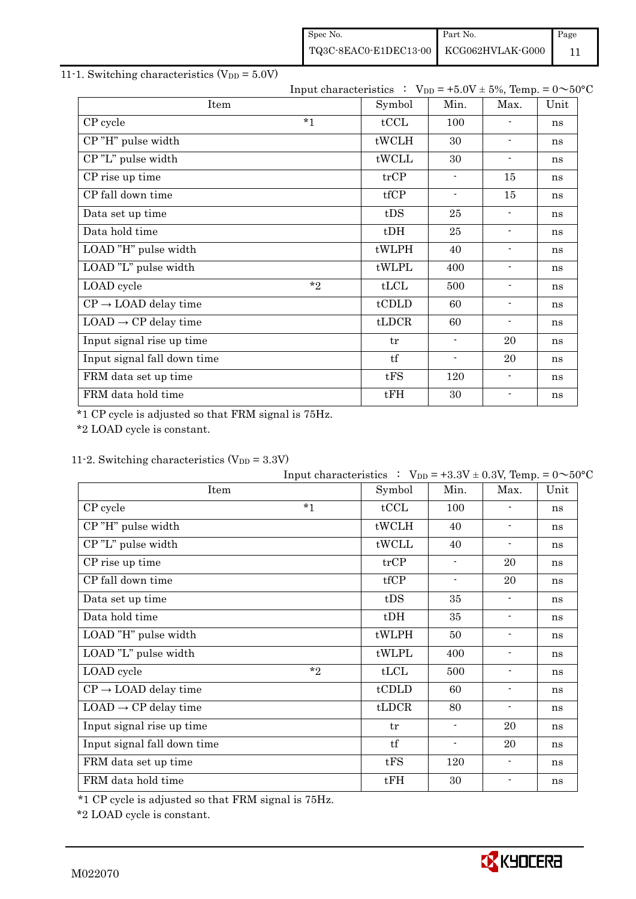## 11-1. Switching characteristics ($V_{DD}$ = 5.0V)

Input characteristics ： $V_{DD}$ = +5.0V ± 5%, Temp. = 0～50°C

| Item | | Symbol | Min. | Max. | Unit |
|---|---|---|---|---|---|
| CP cycle | *1 | tCCL | 100 | - | ns |
| CP "H" pulse width | | tWCLH | 30 | - | ns |
| CP "L" pulse width | | tWCLL | 30 | - | ns |
| CP rise up time | | trCP | - | 15 | ns |
| CP fall down time | | tfCP | - | 15 | ns |
| Data set up time | | tDS | 25 | - | ns |
| Data hold time | | tDH | 25 | - | ns |
| LOAD "H" pulse width | | tWLPH | 40 | - | ns |
| LOAD "L" pulse width | | tWLPL | 400 | - | ns |
| LOAD cycle | *2 | tLCL | 500 | - | ns |
| CP → LOAD delay time | | tCDLD | 60 | - | ns |
| LOAD → CP delay time | | tLDCR | 60 | - | ns |
| Input signal rise up time | | tr | - | 20 | ns |
| Input signal fall down time | | tf | - | 20 | ns |
| FRM data set up time | | tFS | 120 | - | ns |
| FRM data hold time | | tFH | 30 | - | ns |

*1 CP cycle is adjusted so that FRM signal is 75Hz.

*2 LOAD cycle is constant.

## 11-2. Switching characteristics ($V_{DD}$ = 3.3V)

Input characteristics ： $V_{DD}$ = +3.3V ± 0.3V, Temp. = 0～50°C

| Item | | Symbol | Min. | Max. | Unit |
|---|---|---|---|---|---|
| CP cycle | *1 | tCCL | 100 | - | ns |
| CP "H" pulse width | | tWCLH | 40 | - | ns |
| CP "L" pulse width | | tWCLL | 40 | - | ns |
| CP rise up time | | trCP | - | 20 | ns |
| CP fall down time | | tfCP | - | 20 | ns |
| Data set up time | | tDS | 35 | - | ns |
| Data hold time | | tDH | 35 | - | ns |
| LOAD "H" pulse width | | tWLPH | 50 | - | ns |
| LOAD "L" pulse width | | tWLPL | 400 | - | ns |
| LOAD cycle | *2 | tLCL | 500 | - | ns |
| CP → LOAD delay time | | tCDLD | 60 | - | ns |
| LOAD → CP delay time | | tLDCR | 80 | - | ns |
| Input signal rise up time | | tr | - | 20 | ns |
| Input signal fall down time | | tf | - | 20 | ns |
| FRM data set up time | | tFS | 120 | - | ns |
| FRM data hold time | | tFH | 30 | - | ns |

*1 CP cycle is adjusted so that FRM signal is 75Hz.

*2 LOAD cycle is constant.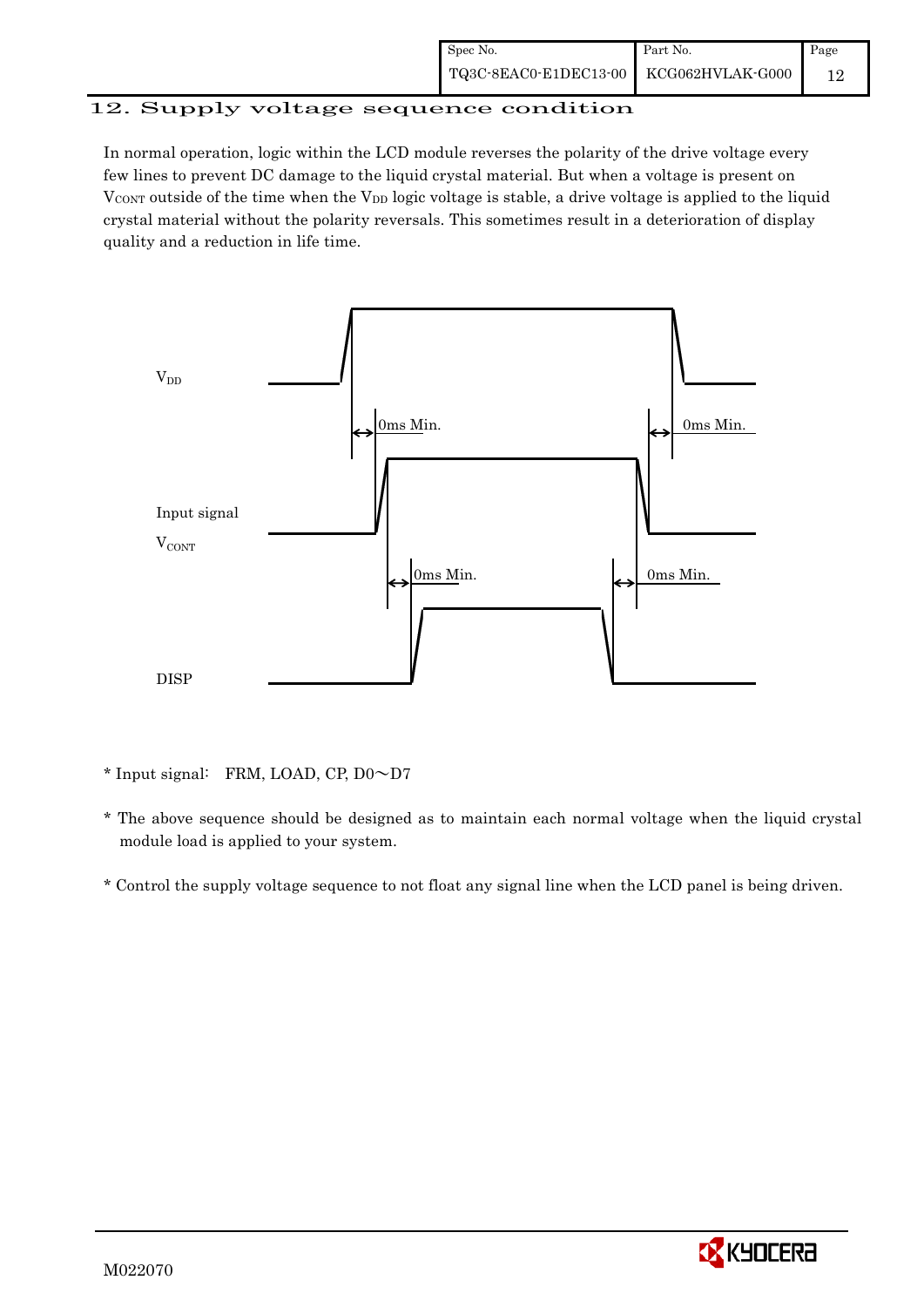## 12. Supply voltage sequence condition

In normal operation, logic within the LCD module reverses the polarity of the drive voltage every few lines to prevent DC damage to the liquid crystal material. But when a voltage is present on $V_{CONT}$ outside of the time when the $V_{DD}$ logic voltage is stable, a drive voltage is applied to the liquid crystal material without the polarity reversals. This sometimes result in a deterioration of display quality and a reduction in life time.

$V_{DD}$

0ms Min.  0ms Min.

Input signal

$V_{CONT}$

0ms Min.  0ms Min.

DISP

* Input signal:　FRM, LOAD, CP, D0～D7

* The above sequence should be designed as to maintain each normal voltage when the liquid crystal module load is applied to your system.

* Control the supply voltage sequence to not float any signal line when the LCD panel is being driven.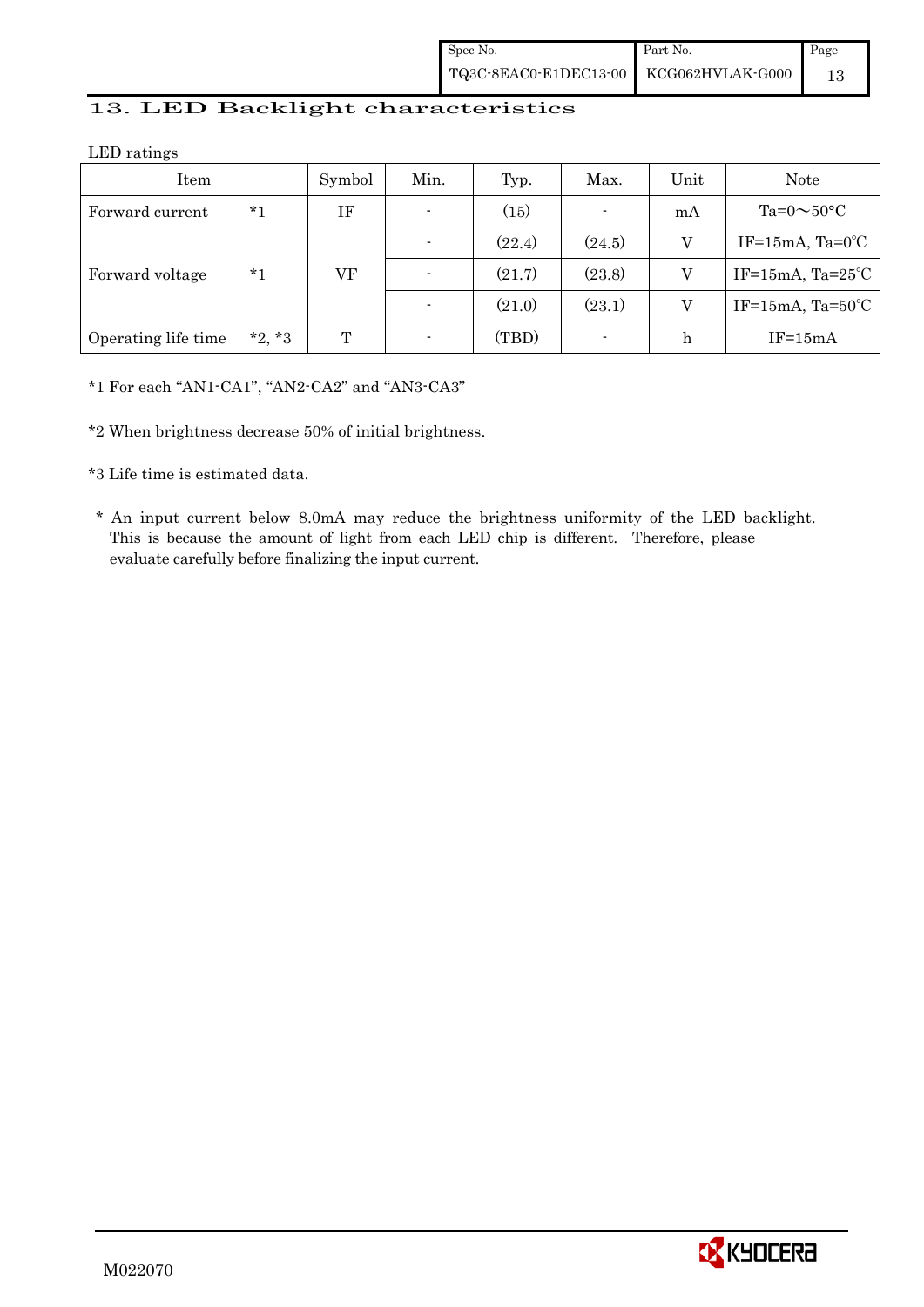## 13. LED Backlight characteristics

LED ratings

| Item | | Symbol | Min. | Typ. | Max. | Unit | Note |
|---|---|---|---|---|---|---|---|
| Forward current | *1 | IF | - | (15) | - | mA | Ta=0～50°C |
| Forward voltage | *1 | VF | - | (22.4) | (24.5) | V | IF=15mA, Ta=0℃ |
| | | | - | (21.7) | (23.8) | V | IF=15mA, Ta=25℃ |
| | | | - | (21.0) | (23.1) | V | IF=15mA, Ta=50℃ |
| Operating life time | *2, *3 | T | - | (TBD) | - | h | IF=15mA |

*1 For each "AN1-CA1", "AN2-CA2" and "AN3-CA3"

*2 When brightness decrease 50% of initial brightness.

*3 Life time is estimated data.

\* An input current below 8.0mA may reduce the brightness uniformity of the LED backlight. This is because the amount of light from each LED chip is different. Therefore, please evaluate carefully before finalizing the input current.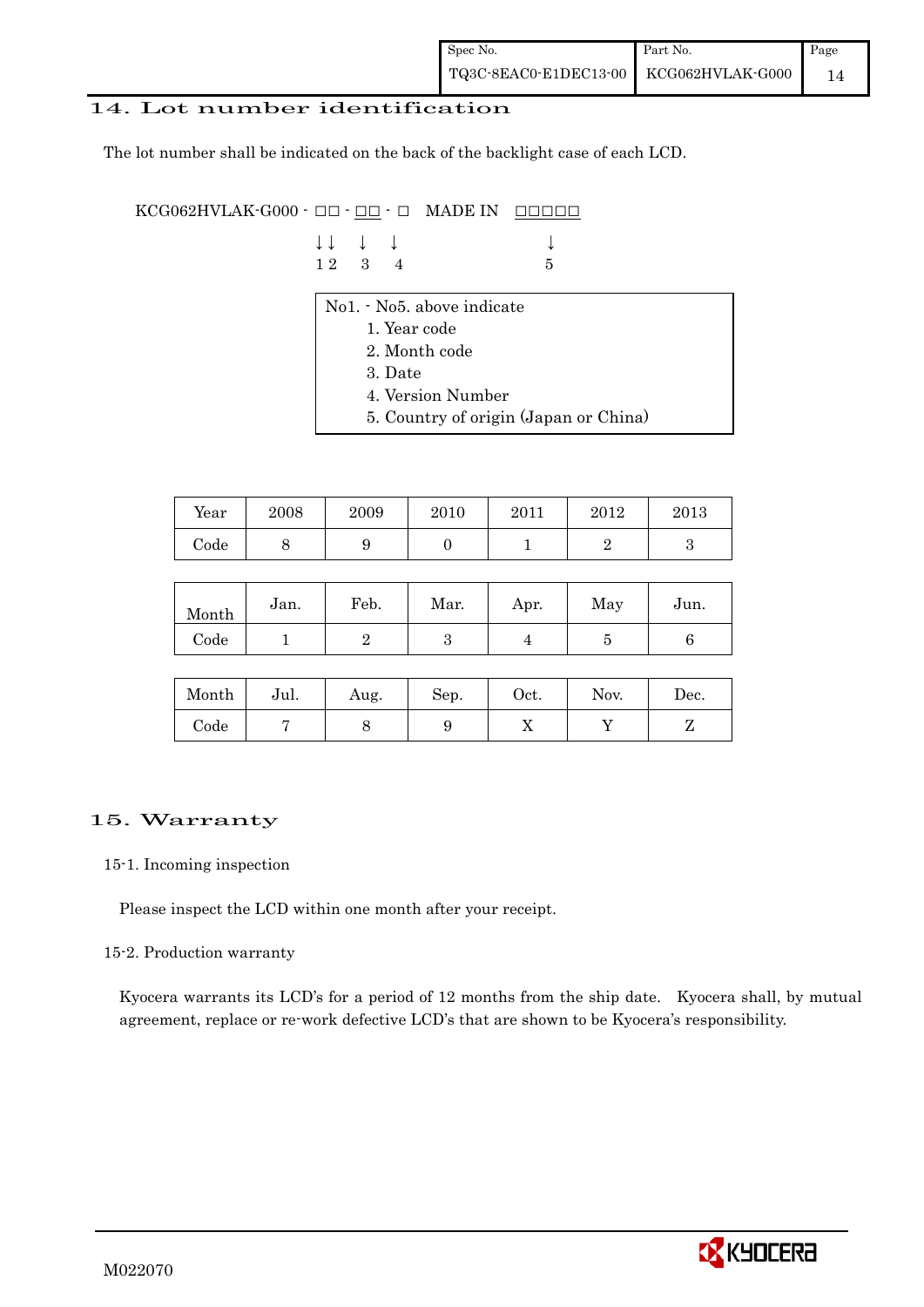## 14. Lot number identification

The lot number shall be indicated on the back of the backlight case of each LCD.

```
KCG062HVLAK-G000 - □□ - □□ - □  MADE IN  □□□□□
                   ↓↓   ↓   ↓              ↓
                   1 2  3   4              5
```

No1. - No5. above indicate

1. Year code
2. Month code
3. Date
4. Version Number
5. Country of origin (Japan or China)

| Year | 2008 | 2009 | 2010 | 2011 | 2012 | 2013 |
|---|---|---|---|---|---|---|
| Code | 8 | 9 | 0 | 1 | 2 | 3 |

| Month | Jan. | Feb. | Mar. | Apr. | May | Jun. |
|---|---|---|---|---|---|---|
| Code | 1 | 2 | 3 | 4 | 5 | 6 |

| Month | Jul. | Aug. | Sep. | Oct. | Nov. | Dec. |
|---|---|---|---|---|---|---|
| Code | 7 | 8 | 9 | X | Y | Z |

## 15. Warranty

### 15-1. Incoming inspection

Please inspect the LCD within one month after your receipt.

### 15-2. Production warranty

Kyocera warrants its LCD's for a period of 12 months from the ship date. Kyocera shall, by mutual agreement, replace or re-work defective LCD's that are shown to be Kyocera's responsibility.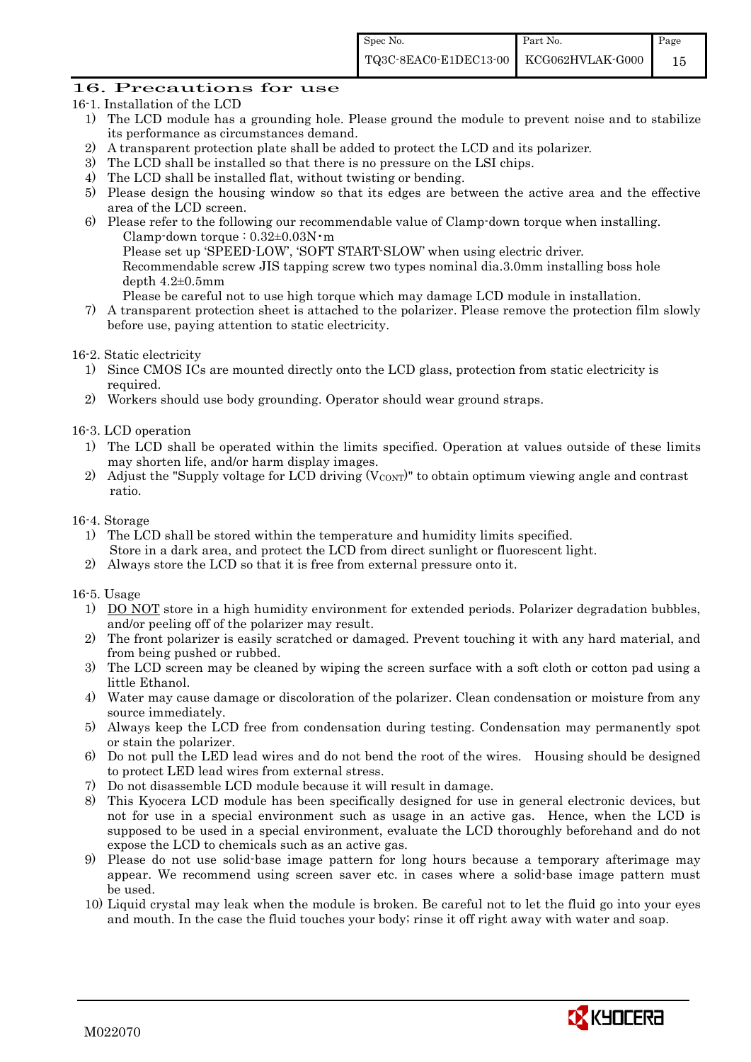## 16. Precautions for use

16-1. Installation of the LCD

1) The LCD module has a grounding hole. Please ground the module to prevent noise and to stabilize its performance as circumstances demand.
2) A transparent protection plate shall be added to protect the LCD and its polarizer.
3) The LCD shall be installed so that there is no pressure on the LSI chips.
4) The LCD shall be installed flat, without twisting or bending.
5) Please design the housing window so that its edges are between the active area and the effective area of the LCD screen.
6) Please refer to the following our recommendable value of Clamp-down torque when installing.
   Clamp-down torque : 0.32±0.03N・m
   Please set up 'SPEED-LOW', 'SOFT START-SLOW' when using electric driver.
   Recommendable screw JIS tapping screw two types nominal dia.3.0mm installing boss hole depth 4.2±0.5mm
   Please be careful not to use high torque which may damage LCD module in installation.
7) A transparent protection sheet is attached to the polarizer. Please remove the protection film slowly before use, paying attention to static electricity.

16-2. Static electricity

1) Since CMOS ICs are mounted directly onto the LCD glass, protection from static electricity is required.
2) Workers should use body grounding. Operator should wear ground straps.

16-3. LCD operation

1) The LCD shall be operated within the limits specified. Operation at values outside of these limits may shorten life, and/or harm display images.
2) Adjust the "Supply voltage for LCD driving ($V_{CONT}$)" to obtain optimum viewing angle and contrast ratio.

16-4. Storage

1) The LCD shall be stored within the temperature and humidity limits specified.
   Store in a dark area, and protect the LCD from direct sunlight or fluorescent light.
2) Always store the LCD so that it is free from external pressure onto it.

16-5. Usage

1) DO NOT store in a high humidity environment for extended periods. Polarizer degradation bubbles, and/or peeling off of the polarizer may result.
2) The front polarizer is easily scratched or damaged. Prevent touching it with any hard material, and from being pushed or rubbed.
3) The LCD screen may be cleaned by wiping the screen surface with a soft cloth or cotton pad using a little Ethanol.
4) Water may cause damage or discoloration of the polarizer. Clean condensation or moisture from any source immediately.
5) Always keep the LCD free from condensation during testing. Condensation may permanently spot or stain the polarizer.
6) Do not pull the LED lead wires and do not bend the root of the wires. Housing should be designed to protect LED lead wires from external stress.
7) Do not disassemble LCD module because it will result in damage.
8) This Kyocera LCD module has been specifically designed for use in general electronic devices, but not for use in a special environment such as usage in an active gas. Hence, when the LCD is supposed to be used in a special environment, evaluate the LCD thoroughly beforehand and do not expose the LCD to chemicals such as an active gas.
9) Please do not use solid-base image pattern for long hours because a temporary afterimage may appear. We recommend using screen saver etc. in cases where a solid-base image pattern must be used.
10) Liquid crystal may leak when the module is broken. Be careful not to let the fluid go into your eyes and mouth. In the case the fluid touches your body; rinse it off right away with water and soap.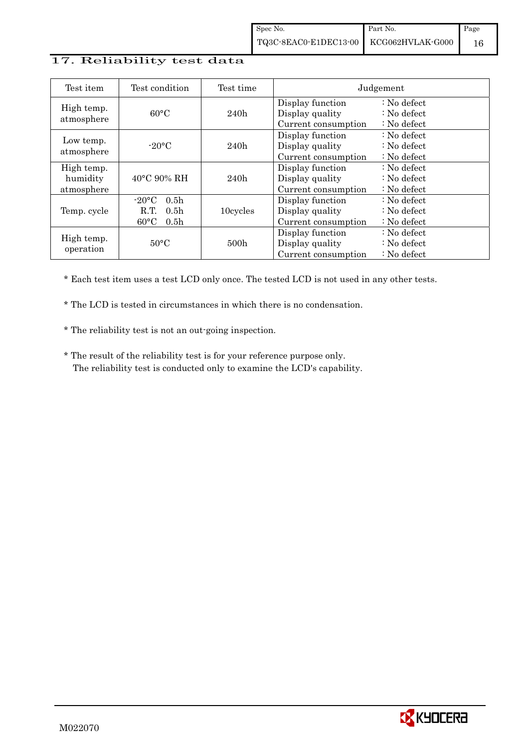## 17. Reliability test data

| Test item | Test condition | Test time | Judgement |
|---|---|---|---|
| High temp. atmosphere | 60°C | 240h | Display function : No defect<br>Display quality : No defect<br>Current consumption : No defect |
| Low temp. atmosphere | -20°C | 240h | Display function : No defect<br>Display quality : No defect<br>Current consumption : No defect |
| High temp. humidity atmosphere | 40°C 90% RH | 240h | Display function : No defect<br>Display quality : No defect<br>Current consumption : No defect |
| Temp. cycle | -20°C 0.5h<br>R.T. 0.5h<br>60°C 0.5h | 10cycles | Display function : No defect<br>Display quality : No defect<br>Current consumption : No defect |
| High temp. operation | 50°C | 500h | Display function : No defect<br>Display quality : No defect<br>Current consumption : No defect |

* Each test item uses a test LCD only once. The tested LCD is not used in any other tests.

* The LCD is tested in circumstances in which there is no condensation.

* The reliability test is not an out-going inspection.

* The result of the reliability test is for your reference purpose only.
  The reliability test is conducted only to examine the LCD's capability.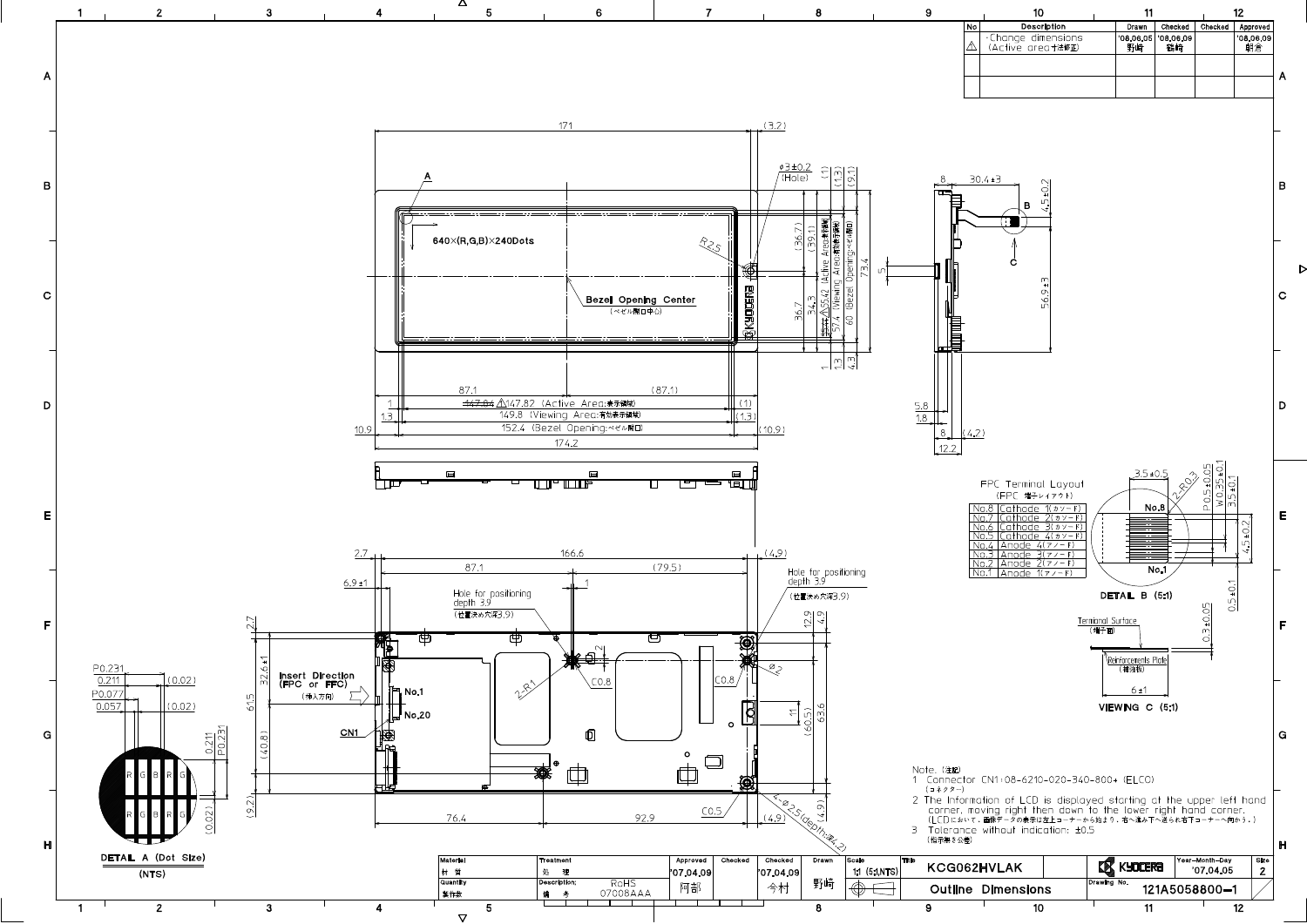| No | Description | Drawn | Checked | Checked | Approved |
|---|---|---|---|---|---|
| ⚠ | ・Change dimensions (Active area寸法修正) | '08.06.05 野崎 | '08.06.09 額崎 | | '08.06.09 朝倉 |
| | | | | | |
| | | | | | |

640×(R,G,B)×240Dots

Bezel Opening Center (ベゼル開口中心)

147.82 (Active Area:表示領域)

149.8 (Viewing Area:有効表示領域)

152.4 (Bezel Opening:ベゼル開口)

55.42 (Active Area:表示領域)

57.4 (Viewing Area:有効表示領域)

60 (Bezel Opening:ベゼル開口)

φ3±0.2 (Hole)

Insert Direction (FPC or FFC) (挿入方向)

Hole for positioning depth 3.9 (位置決め穴深3.9)

4-φ2.5(depth:深4.2)

### FPC Terminal Layout (FPC 端子レイアウト)

| No. | Terminal |
|---|---|
| No.8 | Cathode 1(カソード) |
| No.7 | Cathode 2(カソード) |
| No.6 | Cathode 3(カソード) |
| No.5 | Cathode 4(カソード) |
| No.4 | Anode 4(アノード) |
| No.3 | Anode 3(アノード) |
| No.2 | Anode 2(アノード) |
| No.1 | Anode 1(アノード) |

DETAIL B (5:1)

Terminal Surface (端子面)

Reinforcements Plate (補強板)

VIEWING C (5:1)

DETAIL A (Dot Size) (NTS)

Note. (注記)

1. Connector CN1:08-6210-020-340-800+ (ELCO) (コネクター)
2. The Information of LCD is displayed starting at the upper left hand corner, moving right then down to the lower right hand corner. (LCDにおいて、画像データの表示は左上コーナーから始まり、右へ進み下へ送られ右下コーナーへ向かう。)
3. Tolerance without indication: ±0.5 (指示無き公差)

| Material 材質 | Treatment 処理 | Approved | Checked | Checked | Drawn | Scale | Title | |
|---|---|---|---|---|---|---|---|---|
| Quantity 製作数 | Description: 備考 RoHS 07008AAA | '07.04.09 阿部 | | '07.04.09 今村 | 野崎 | 1:1 (5:1,NTS) | KCG062HVLAK Outline Dimensions | KYOCERA Year-Month-Day '07.04.05 Size 2 Drawing No. 121A5058800-1 |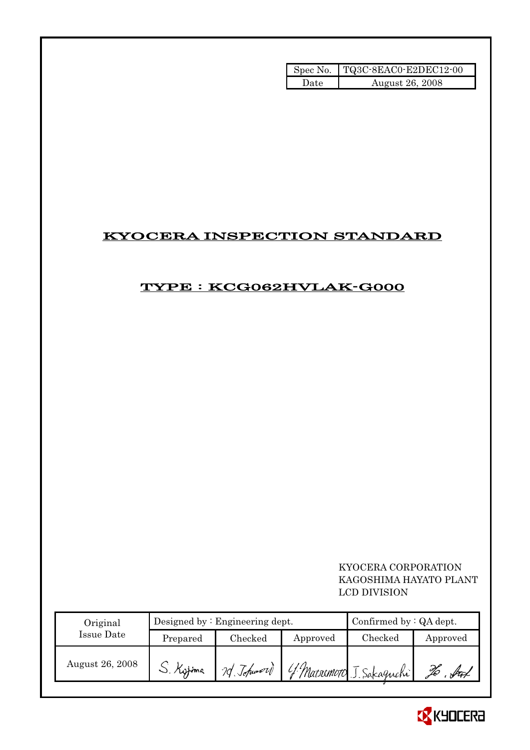| Spec No. | TQ3C-8EAC0-E2DEC12-00 |
|---|---|
| Date | August 26, 2008 |

# KYOCERA INSPECTION STANDARD

## TYPE : KCG062HVLAK-G000

KYOCERA CORPORATION
KAGOSHIMA HAYATO PLANT
LCD DIVISION

| Original Issue Date | Designed by : Engineering dept. | | | Confirmed by : QA dept. | |
|---|---|---|---|---|---|
| | Prepared | Checked | Approved | Checked | Approved |
| August 26, 2008 | S. Kojima | H. Tokumori | Y. Matsumoto | J. Sakaguchi | |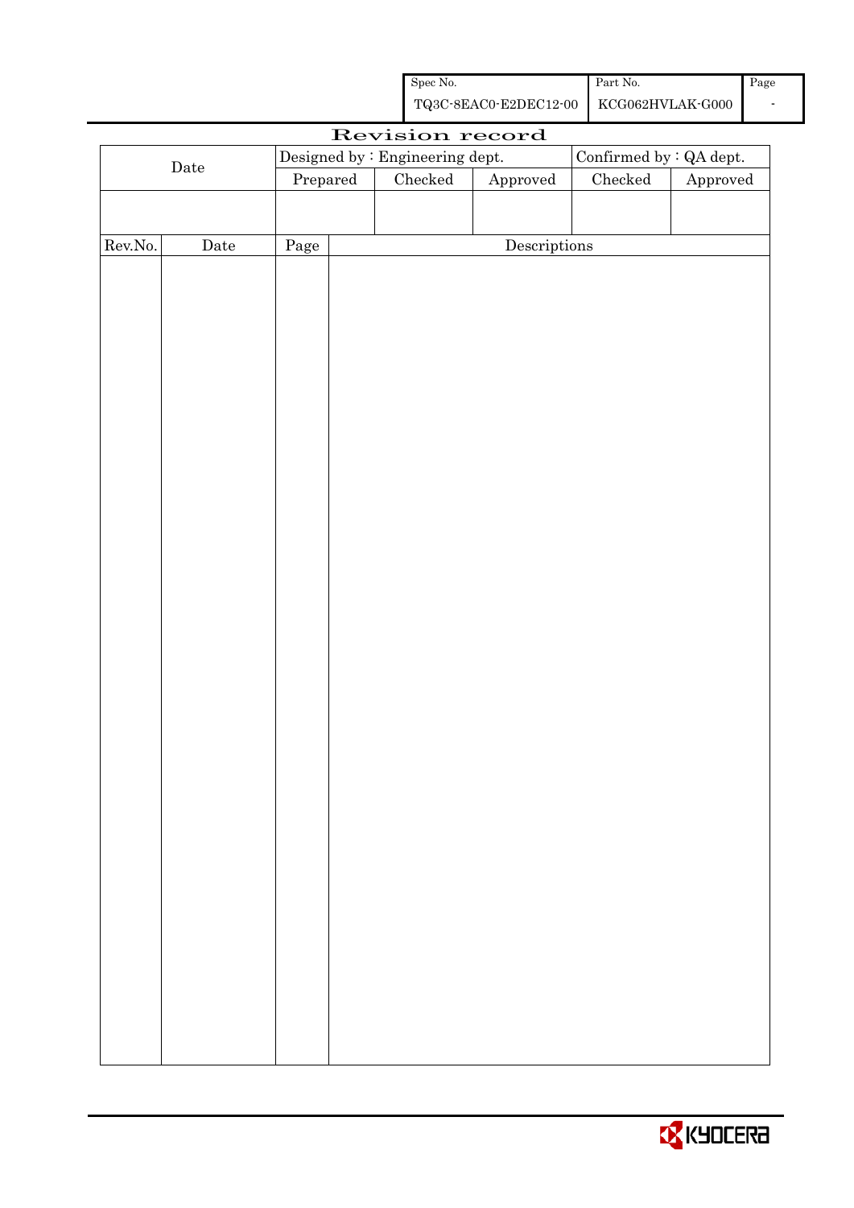| Spec No. | Part No. | Page |
| --- | --- | --- |
| TQ3C-8EAC0-E2DEC12-00 | KCG062HVLAK-G000 | - |

# Revision record

| Date | Designed by : Engineering dept. | | | Confirmed by : QA dept. | |
| --- | --- | --- | --- | --- | --- |
| | Prepared | Checked | Approved | Checked | Approved |
| | | | | | |

| Rev.No. | Date | Page | Descriptions |
| --- | --- | --- | --- |
| | | | |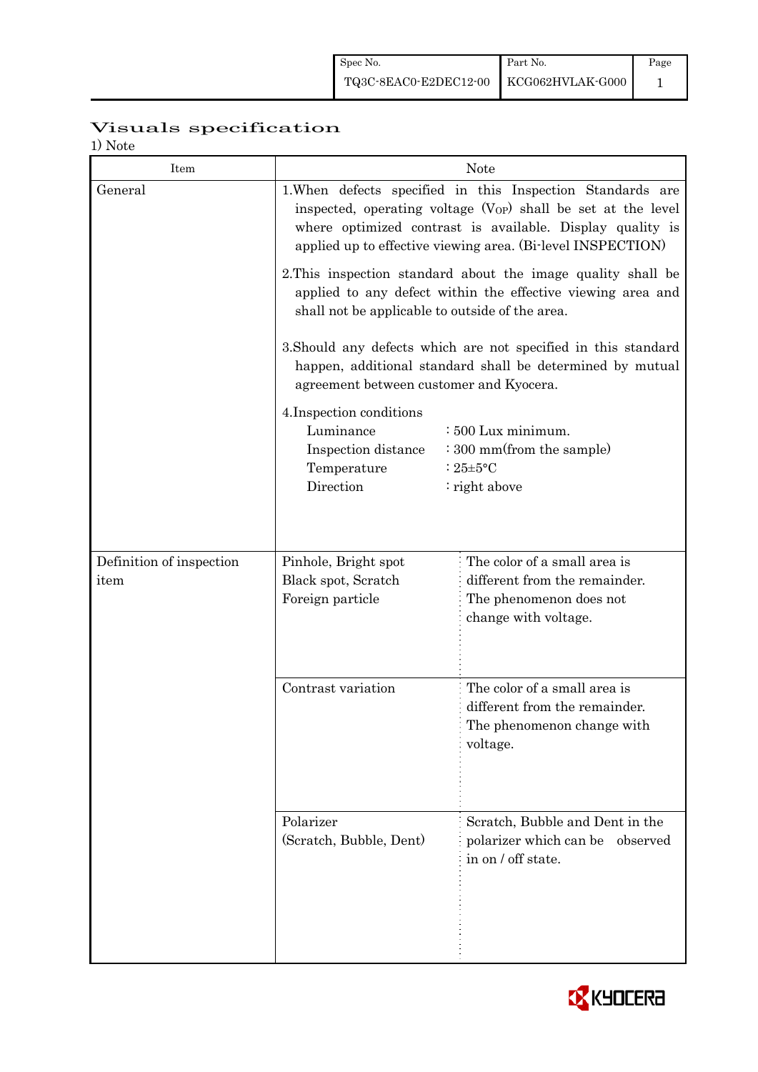# Visuals specification

1) Note

| Item | Note | |
|---|---|---|
| General | 1.When defects specified in this Inspection Standards are inspected, operating voltage ($V_{OP}$) shall be set at the level where optimized contrast is available. Display quality is applied up to effective viewing area. (Bi-level INSPECTION)<br><br>2.This inspection standard about the image quality shall be applied to any defect within the effective viewing area and shall not be applicable to outside of the area.<br><br>3.Should any defects which are not specified in this standard happen, additional standard shall be determined by mutual agreement between customer and Kyocera.<br><br>4.Inspection conditions<br>Luminance : 500 Lux minimum.<br>Inspection distance : 300 mm(from the sample)<br>Temperature : 25±5°C<br>Direction : right above | |
| Definition of inspection item | Pinhole, Bright spot<br>Black spot, Scratch<br>Foreign particle | The color of a small area is different from the remainder. The phenomenon does not change with voltage. |
| | Contrast variation | The color of a small area is different from the remainder. The phenomenon change with voltage. |
| | Polarizer<br>(Scratch, Bubble, Dent) | Scratch, Bubble and Dent in the polarizer which can be observed in on / off state. |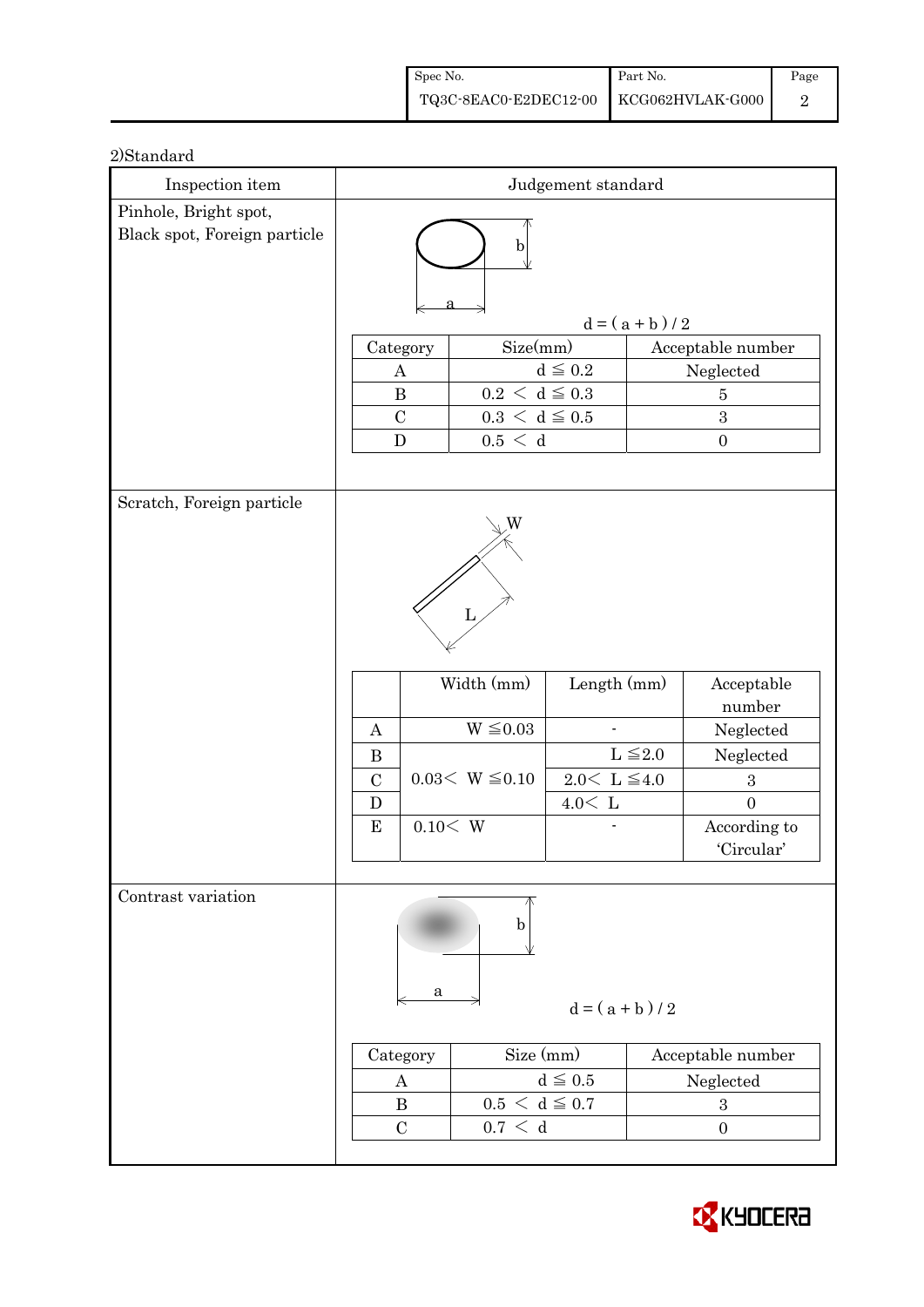2)Standard

| Inspection item | Judgement standard |
|---|---|
| Pinhole, Bright spot, Black spot, Foreign particle | $d = (a + b) / 2$ |

| Category | Size(mm) | Acceptable number |
|---|---|---|
| A | $d \leqq 0.2$ | Neglected |
| B | $0.2 < d \leqq 0.3$ | 5 |
| C | $0.3 < d \leqq 0.5$ | 3 |
| D | $0.5 < d$ | 0 |

Scratch, Foreign particle

|  | Width (mm) | Length (mm) | Acceptable number |
|---|---|---|---|
| A | $W \leqq 0.03$ | - | Neglected |
| B | $0.03 < W \leqq 0.10$ | $L \leqq 2.0$ | Neglected |
| C | | $2.0 < L \leqq 4.0$ | 3 |
| D | | $4.0 < L$ | 0 |
| E | $0.10 < W$ | - | According to 'Circular' |

Contrast variation

$d = (a + b) / 2$

| Category | Size (mm) | Acceptable number |
|---|---|---|
| A | $d \leqq 0.5$ | Neglected |
| B | $0.5 < d \leqq 0.7$ | 3 |
| C | $0.7 < d$ | 0 |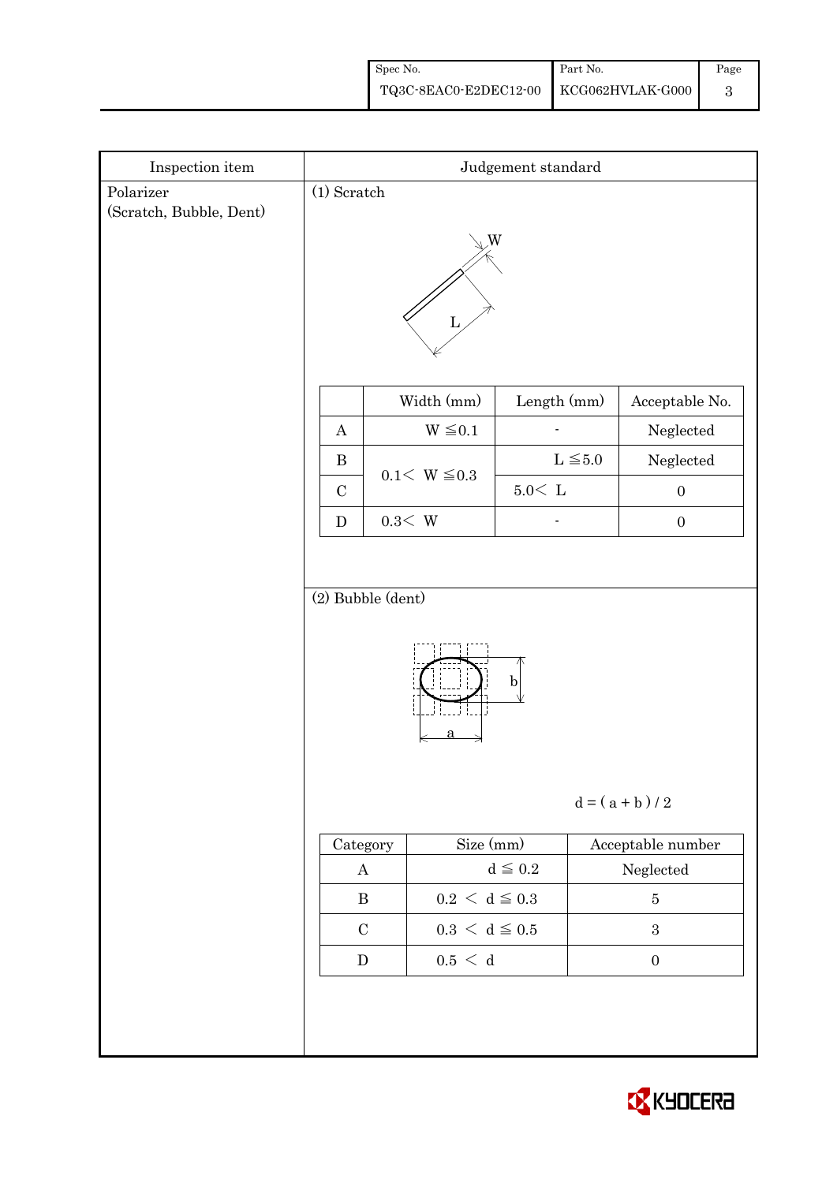| Inspection item | Judgement standard |
|---|---|
| Polarizer (Scratch, Bubble, Dent) | (1) Scratch |

W

L

| | Width (mm) | Length (mm) | Acceptable No. |
|---|---|---|---|
| A | W ≦0.1 | - | Neglected |
| B | 0.1< W ≦0.3 | L ≦5.0 | Neglected |
| C | | 5.0< L | 0 |
| D | 0.3< W | - | 0 |

(2) Bubble (dent)

b

a

$d = ( a + b ) / 2$

| Category | Size (mm) | Acceptable number |
|---|---|---|
| A | d ≦ 0.2 | Neglected |
| B | 0.2 < d ≦ 0.3 | 5 |
| C | 0.3 < d ≦ 0.5 | 3 |
| D | 0.5 < d | 0 |